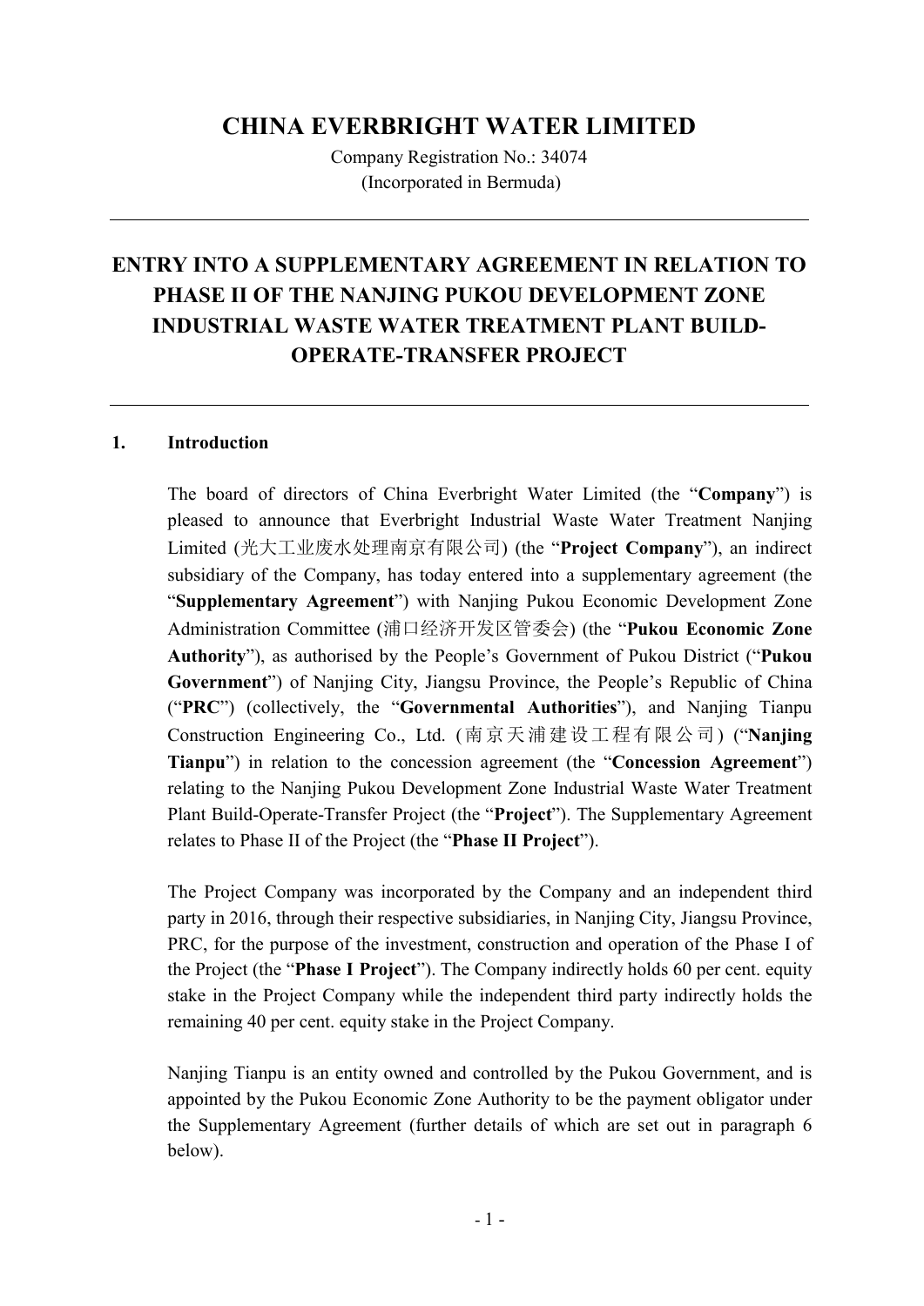# CHINA EVERBRIGHT WATER LIMITED

Company Registration No.: 34074
(Incorporated in Bermuda)

---

## ENTRY INTO A SUPPLEMENTARY AGREEMENT IN RELATION TO PHASE II OF THE NANJING PUKOU DEVELOPMENT ZONE INDUSTRIAL WASTE WATER TREATMENT PLANT BUILD-OPERATE-TRANSFER PROJECT

---

### 1. Introduction

The board of directors of China Everbright Water Limited (the "**Company**") is pleased to announce that Everbright Industrial Waste Water Treatment Nanjing Limited (光大工业废水处理南京有限公司) (the "**Project Company**"), an indirect subsidiary of the Company, has today entered into a supplementary agreement (the "**Supplementary Agreement**") with Nanjing Pukou Economic Development Zone Administration Committee (浦口经济开发区管委会) (the "**Pukou Economic Zone Authority**"), as authorised by the People's Government of Pukou District ("**Pukou Government**") of Nanjing City, Jiangsu Province, the People's Republic of China ("**PRC**") (collectively, the "**Governmental Authorities**"), and Nanjing Tianpu Construction Engineering Co., Ltd. (南京天浦建设工程有限公司) ("**Nanjing Tianpu**") in relation to the concession agreement (the "**Concession Agreement**") relating to the Nanjing Pukou Development Zone Industrial Waste Water Treatment Plant Build-Operate-Transfer Project (the "**Project**"). The Supplementary Agreement relates to Phase II of the Project (the "**Phase II Project**").

The Project Company was incorporated by the Company and an independent third party in 2016, through their respective subsidiaries, in Nanjing City, Jiangsu Province, PRC, for the purpose of the investment, construction and operation of the Phase I of the Project (the "**Phase I Project**"). The Company indirectly holds 60 per cent. equity stake in the Project Company while the independent third party indirectly holds the remaining 40 per cent. equity stake in the Project Company.

Nanjing Tianpu is an entity owned and controlled by the Pukou Government, and is appointed by the Pukou Economic Zone Authority to be the payment obligator under the Supplementary Agreement (further details of which are set out in paragraph 6 below).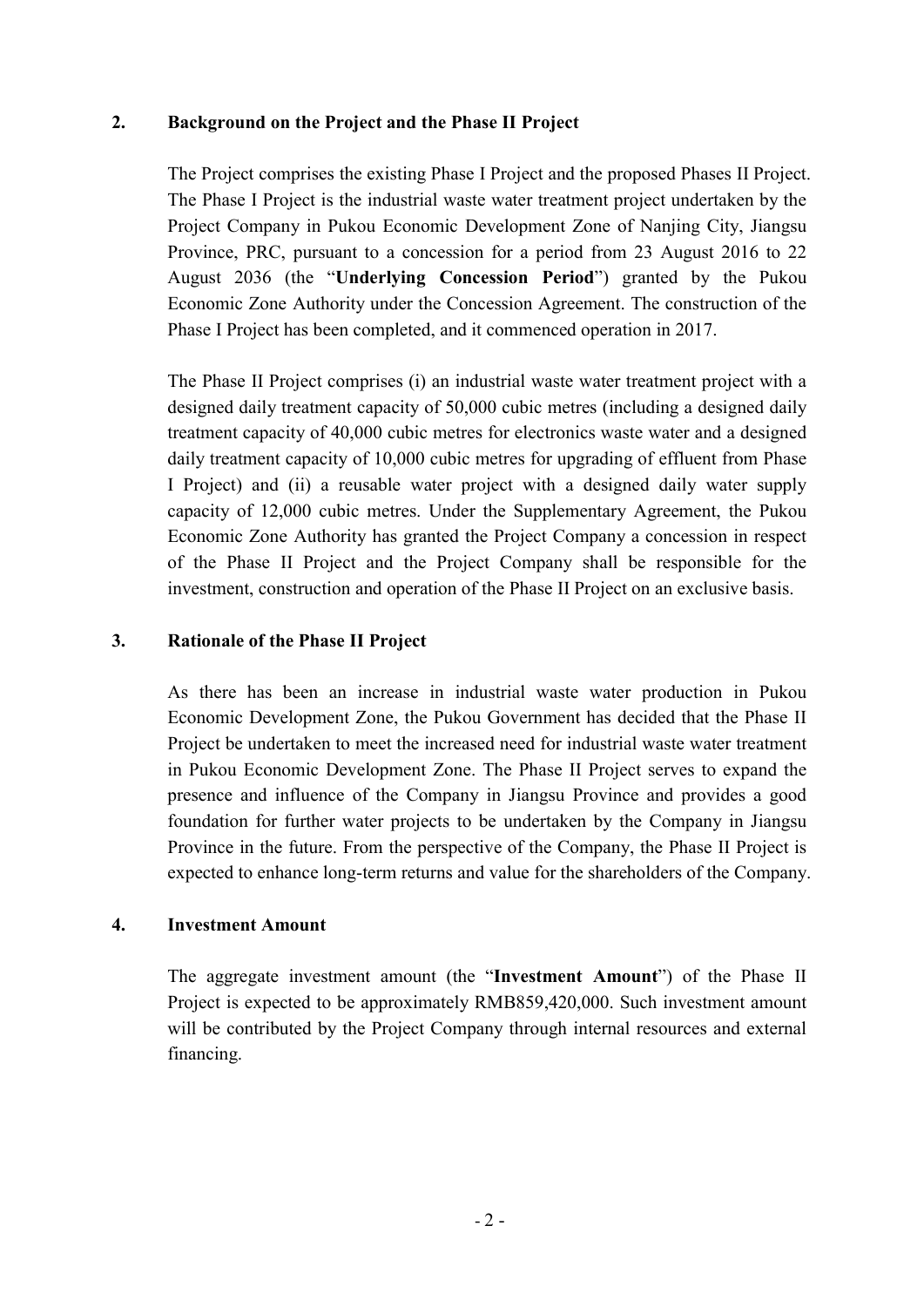## 2. Background on the Project and the Phase II Project

The Project comprises the existing Phase I Project and the proposed Phases II Project. The Phase I Project is the industrial waste water treatment project undertaken by the Project Company in Pukou Economic Development Zone of Nanjing City, Jiangsu Province, PRC, pursuant to a concession for a period from 23 August 2016 to 22 August 2036 (the "**Underlying Concession Period**") granted by the Pukou Economic Zone Authority under the Concession Agreement. The construction of the Phase I Project has been completed, and it commenced operation in 2017.

The Phase II Project comprises (i) an industrial waste water treatment project with a designed daily treatment capacity of 50,000 cubic metres (including a designed daily treatment capacity of 40,000 cubic metres for electronics waste water and a designed daily treatment capacity of 10,000 cubic metres for upgrading of effluent from Phase I Project) and (ii) a reusable water project with a designed daily water supply capacity of 12,000 cubic metres. Under the Supplementary Agreement, the Pukou Economic Zone Authority has granted the Project Company a concession in respect of the Phase II Project and the Project Company shall be responsible for the investment, construction and operation of the Phase II Project on an exclusive basis.

## 3. Rationale of the Phase II Project

As there has been an increase in industrial waste water production in Pukou Economic Development Zone, the Pukou Government has decided that the Phase II Project be undertaken to meet the increased need for industrial waste water treatment in Pukou Economic Development Zone. The Phase II Project serves to expand the presence and influence of the Company in Jiangsu Province and provides a good foundation for further water projects to be undertaken by the Company in Jiangsu Province in the future. From the perspective of the Company, the Phase II Project is expected to enhance long-term returns and value for the shareholders of the Company.

## 4. Investment Amount

The aggregate investment amount (the "**Investment Amount**") of the Phase II Project is expected to be approximately RMB859,420,000. Such investment amount will be contributed by the Project Company through internal resources and external financing.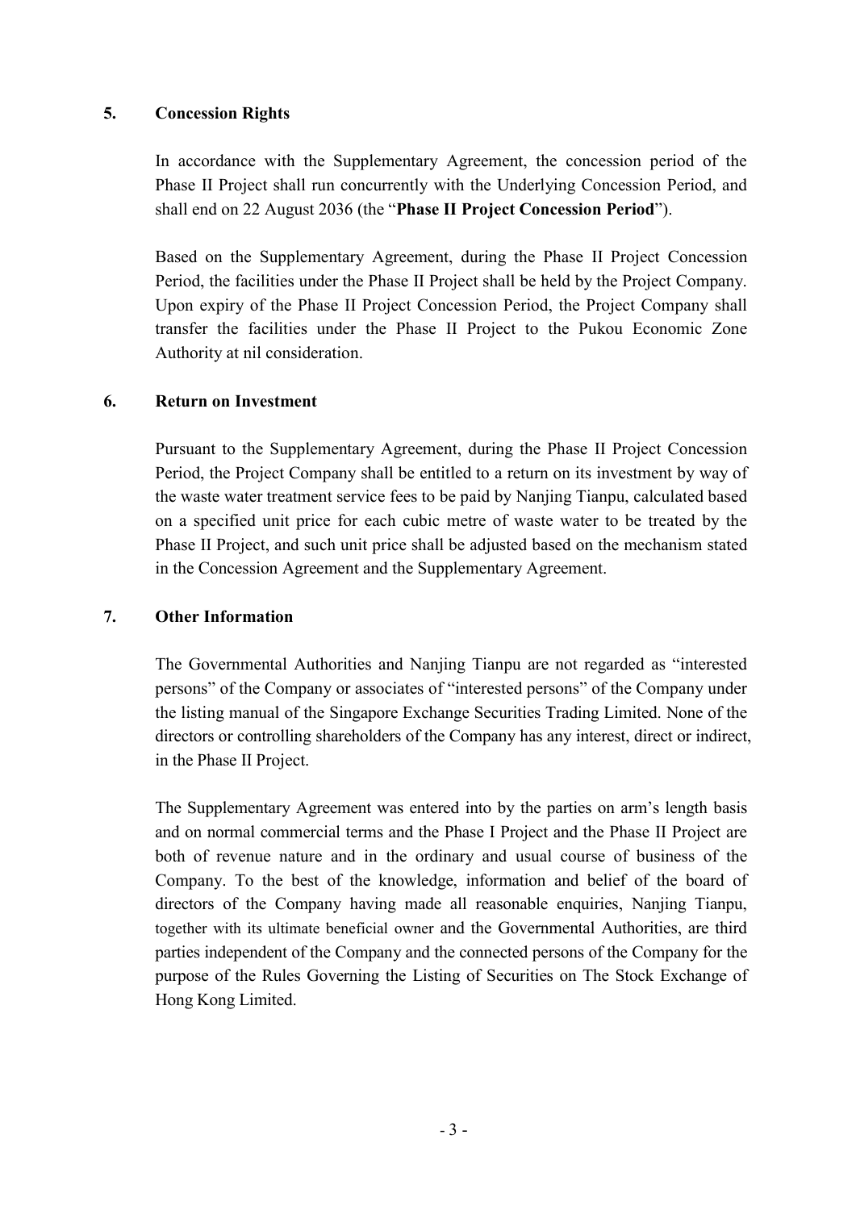## 5. Concession Rights

In accordance with the Supplementary Agreement, the concession period of the Phase II Project shall run concurrently with the Underlying Concession Period, and shall end on 22 August 2036 (the "**Phase II Project Concession Period**").

Based on the Supplementary Agreement, during the Phase II Project Concession Period, the facilities under the Phase II Project shall be held by the Project Company. Upon expiry of the Phase II Project Concession Period, the Project Company shall transfer the facilities under the Phase II Project to the Pukou Economic Zone Authority at nil consideration.

## 6. Return on Investment

Pursuant to the Supplementary Agreement, during the Phase II Project Concession Period, the Project Company shall be entitled to a return on its investment by way of the waste water treatment service fees to be paid by Nanjing Tianpu, calculated based on a specified unit price for each cubic metre of waste water to be treated by the Phase II Project, and such unit price shall be adjusted based on the mechanism stated in the Concession Agreement and the Supplementary Agreement.

## 7. Other Information

The Governmental Authorities and Nanjing Tianpu are not regarded as "interested persons" of the Company or associates of "interested persons" of the Company under the listing manual of the Singapore Exchange Securities Trading Limited. None of the directors or controlling shareholders of the Company has any interest, direct or indirect, in the Phase II Project.

The Supplementary Agreement was entered into by the parties on arm's length basis and on normal commercial terms and the Phase I Project and the Phase II Project are both of revenue nature and in the ordinary and usual course of business of the Company. To the best of the knowledge, information and belief of the board of directors of the Company having made all reasonable enquiries, Nanjing Tianpu, together with its ultimate beneficial owner and the Governmental Authorities, are third parties independent of the Company and the connected persons of the Company for the purpose of the Rules Governing the Listing of Securities on The Stock Exchange of Hong Kong Limited.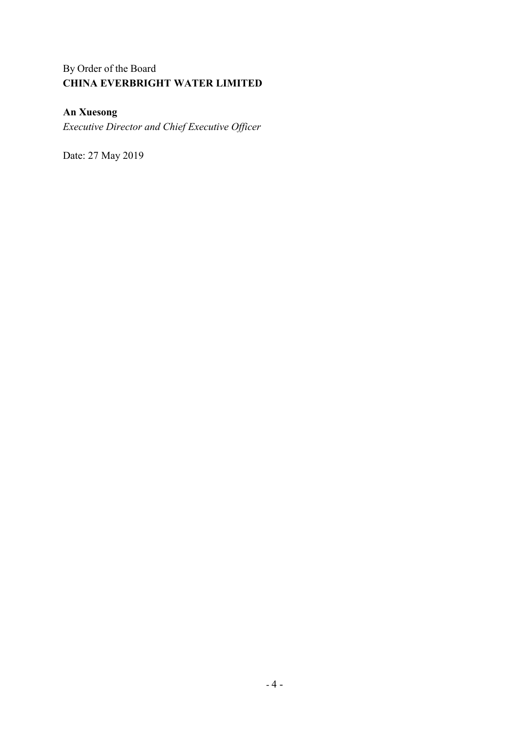By Order of the Board
**CHINA EVERBRIGHT WATER LIMITED**

**An Xuesong**
*Executive Director and Chief Executive Officer*

Date: 27 May 2019